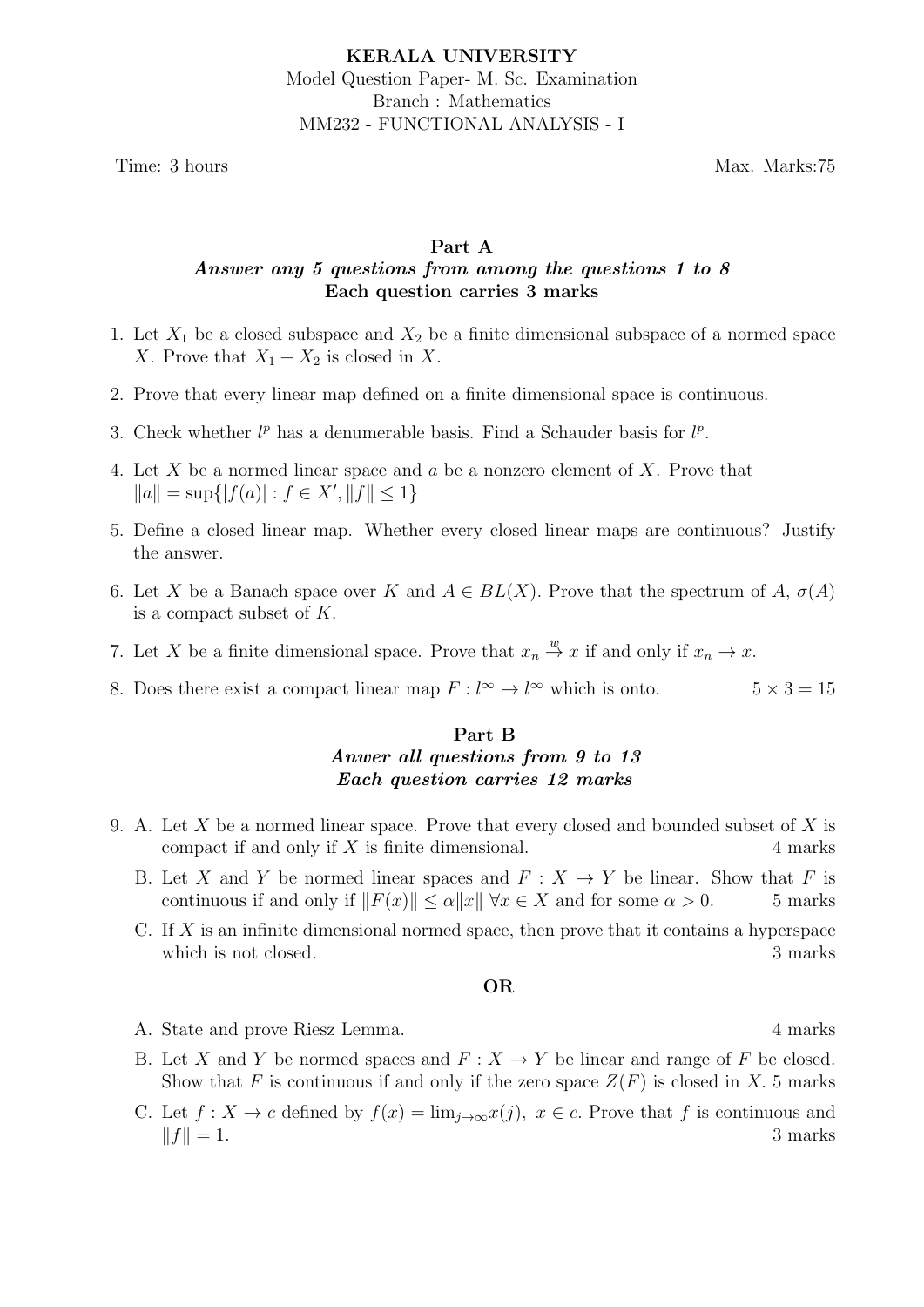**KERALA UNIVERSITY**

Model Question Paper- M. Sc. Examination

Branch : Mathematics

MM232 - FUNCTIONAL ANALYSIS - I

Time: 3 hours Max. Marks:75

## Part A

***Answer any 5 questions from among the questions 1 to 8***

**Each question carries 3 marks**

1. Let $X_1$ be a closed subspace and $X_2$ be a finite dimensional subspace of a normed space $X$. Prove that $X_1 + X_2$ is closed in $X$.
2. Prove that every linear map defined on a finite dimensional space is continuous.
3. Check whether $l^p$ has a denumerable basis. Find a Schauder basis for $l^p$.
4. Let $X$ be a normed linear space and $a$ be a nonzero element of $X$. Prove that $\|a\| = \sup\{|f(a)| : f \in X', \|f\| \leq 1\}$
5. Define a closed linear map. Whether every closed linear maps are continuous? Justify the answer.
6. Let $X$ be a Banach space over $K$ and $A \in BL(X)$. Prove that the spectrum of $A$, $\sigma(A)$ is a compact subset of $K$.
7. Let $X$ be a finite dimensional space. Prove that $x_n \stackrel{w}{\to} x$ if and only if $x_n \to x$.
8. Does there exist a compact linear map $F : l^\infty \to l^\infty$ which is onto. $5 \times 3 = 15$

## Part B

***Anwer all questions from 9 to 13***

***Each question carries 12 marks***

9. A. Let $X$ be a normed linear space. Prove that every closed and bounded subset of $X$ is compact if and only if $X$ is finite dimensional. 4 marks

   B. Let $X$ and $Y$ be normed linear spaces and $F : X \to Y$ be linear. Show that $F$ is continuous if and only if $\|F(x)\| \leq \alpha\|x\|\ \forall x \in X$ and for some $\alpha > 0$. 5 marks

   C. If $X$ is an infinite dimensional normed space, then prove that it contains a hyperspace which is not closed. 3 marks

**OR**

   A. State and prove Riesz Lemma. 4 marks

   B. Let $X$ and $Y$ be normed spaces and $F : X \to Y$ be linear and range of $F$ be closed. Show that $F$ is continuous if and only if the zero space $Z(F)$ is closed in $X$. 5 marks

   C. Let $f : X \to c$ defined by $f(x) = \lim_{j\to\infty} x(j),\ x \in c$. Prove that $f$ is continuous and $\|f\| = 1$. 3 marks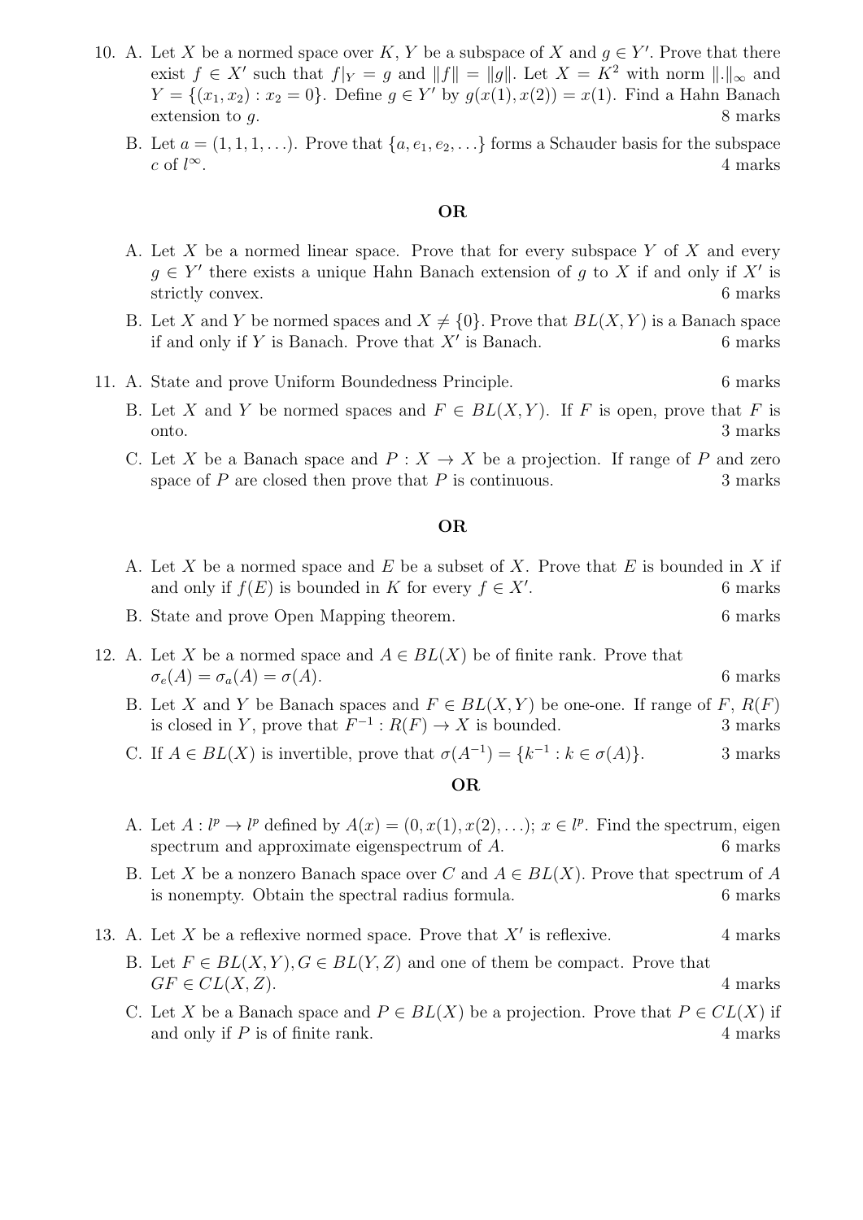10. A. Let $X$ be a normed space over $K$, $Y$ be a subspace of $X$ and $g \in Y'$. Prove that there exist $f \in X'$ such that $f|_Y = g$ and $\|f\| = \|g\|$. Let $X = K^2$ with norm $\|.\|_\infty$ and $Y = \{(x_1, x_2) : x_2 = 0\}$. Define $g \in Y'$ by $g(x(1), x(2)) = x(1)$. Find a Hahn Banach extension to $g$. 8 marks

    B. Let $a = (1, 1, 1, \ldots)$. Prove that $\{a, e_1, e_2, \ldots\}$ forms a Schauder basis for the subspace $c$ of $l^\infty$. 4 marks

**OR**

   A. Let $X$ be a normed linear space. Prove that for every subspace $Y$ of $X$ and every $g \in Y'$ there exists a unique Hahn Banach extension of $g$ to $X$ if and only if $X'$ is strictly convex. 6 marks

   B. Let $X$ and $Y$ be normed spaces and $X \neq \{0\}$. Prove that $BL(X, Y)$ is a Banach space if and only if $Y$ is Banach. Prove that $X'$ is Banach. 6 marks

11. A. State and prove Uniform Boundedness Principle. 6 marks

    B. Let $X$ and $Y$ be normed spaces and $F \in BL(X, Y)$. If $F$ is open, prove that $F$ is onto. 3 marks

    C. Let $X$ be a Banach space and $P : X \to X$ be a projection. If range of $P$ and zero space of $P$ are closed then prove that $P$ is continuous. 3 marks

**OR**

   A. Let $X$ be a normed space and $E$ be a subset of $X$. Prove that $E$ is bounded in $X$ if and only if $f(E)$ is bounded in $K$ for every $f \in X'$. 6 marks

   B. State and prove Open Mapping theorem. 6 marks

12. A. Let $X$ be a normed space and $A \in BL(X)$ be of finite rank. Prove that $\sigma_e(A) = \sigma_a(A) = \sigma(A)$. 6 marks

    B. Let $X$ and $Y$ be Banach spaces and $F \in BL(X, Y)$ be one-one. If range of $F$, $R(F)$ is closed in $Y$, prove that $F^{-1} : R(F) \to X$ is bounded. 3 marks

    C. If $A \in BL(X)$ is invertible, prove that $\sigma(A^{-1}) = \{k^{-1} : k \in \sigma(A)\}$. 3 marks

**OR**

   A. Let $A : l^p \to l^p$ defined by $A(x) = (0, x(1), x(2), \ldots)$; $x \in l^p$. Find the spectrum, eigen spectrum and approximate eigenspectrum of $A$. 6 marks

   B. Let $X$ be a nonzero Banach space over $C$ and $A \in BL(X)$. Prove that spectrum of $A$ is nonempty. Obtain the spectral radius formula. 6 marks

13. A. Let $X$ be a reflexive normed space. Prove that $X'$ is reflexive. 4 marks

    B. Let $F \in BL(X, Y)$, $G \in BL(Y, Z)$ and one of them be compact. Prove that $GF \in CL(X, Z)$. 4 marks

    C. Let $X$ be a Banach space and $P \in BL(X)$ be a projection. Prove that $P \in CL(X)$ if and only if $P$ is of finite rank. 4 marks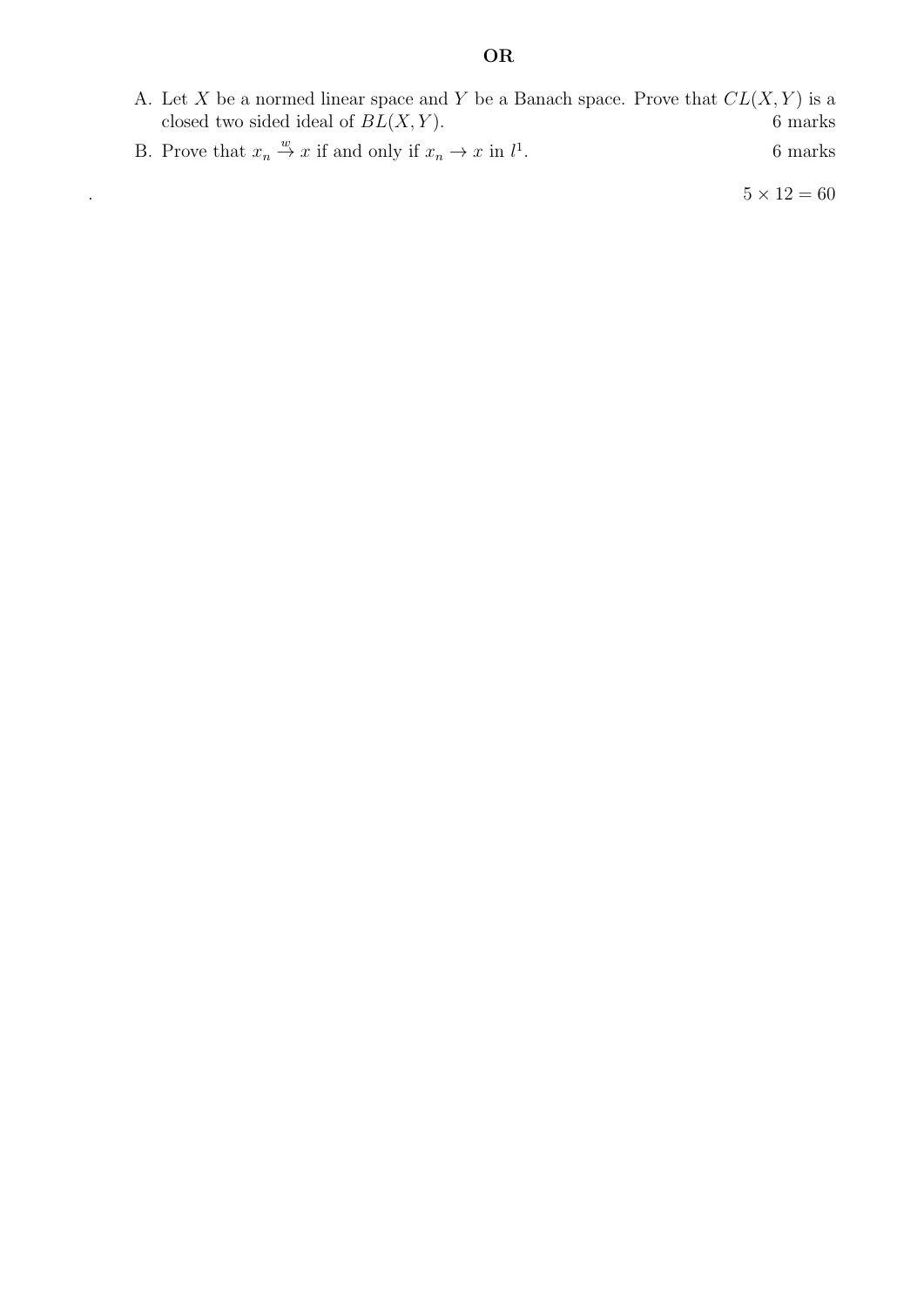**OR**

A. Let $X$ be a normed linear space and $Y$ be a Banach space. Prove that $CL(X, Y)$ is a closed two sided ideal of $BL(X, Y)$. 6 marks

B. Prove that $x_n \stackrel{w}{\to} x$ if and only if $x_n \to x$ in $l^1$. 6 marks

$5 \times 12 = 60$